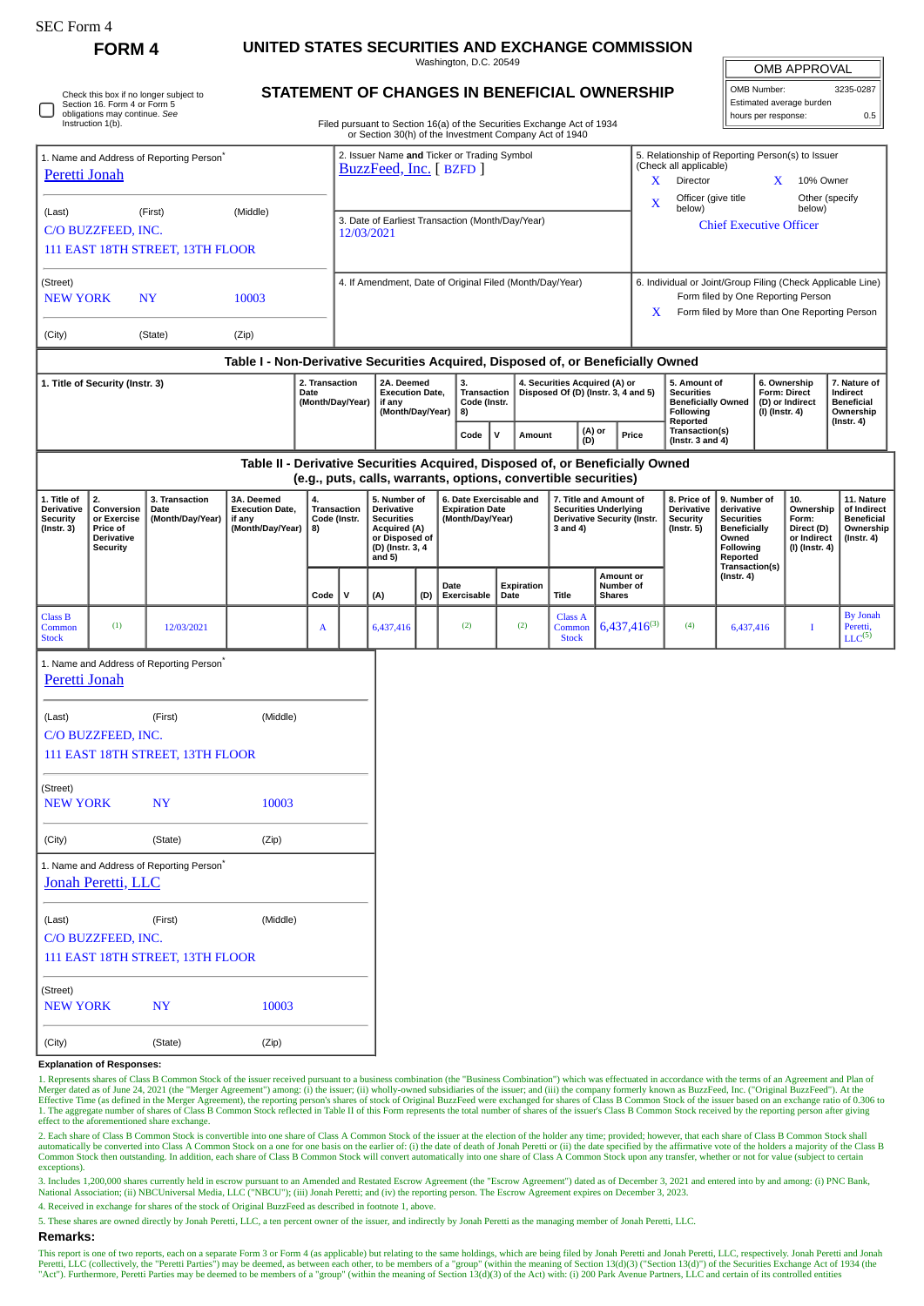SEC Form 4

# FORM 4

## UNITED STATES SECURITIES AND EXCHANGE COMMISSION

Washington, D.C. 20549

☐ Check this box if no longer subject to Section 16. Form 4 or Form 5 obligations may continue. *See* Instruction 1(b).

## STATEMENT OF CHANGES IN BENEFICIAL OWNERSHIP

Filed pursuant to Section 16(a) of the Securities Exchange Act of 1934 or Section 30(h) of the Investment Company Act of 1940

| OMB APPROVAL | |
|---|---|
| OMB Number: | 3235-0287 |
| Estimated average burden | |
| hours per response: | 0.5 |

1. Name and Address of Reporting Person*
Peretti Jonah

(Last) (First) (Middle)
C/O BUZZFEED, INC.
111 EAST 18TH STREET, 13TH FLOOR

(Street)
NEW YORK NY 10003

(City) (State) (Zip)

2. Issuer Name **and** Ticker or Trading Symbol
BuzzFeed, Inc. [ BZFD ]

3. Date of Earliest Transaction (Month/Day/Year)
12/03/2021

4. If Amendment, Date of Original Filed (Month/Day/Year)

5. Relationship of Reporting Person(s) to Issuer (Check all applicable)
X Director X 10% Owner
X Officer (give title below) Other (specify below)
Chief Executive Officer

6. Individual or Joint/Group Filing (Check Applicable Line)
Form filed by One Reporting Person
X Form filed by More than One Reporting Person

### Table I - Non-Derivative Securities Acquired, Disposed of, or Beneficially Owned

| 1. Title of Security (Instr. 3) | 2. Transaction Date (Month/Day/Year) | 2A. Deemed Execution Date, if any (Month/Day/Year) | 3. Transaction Code (Instr. 8) | | 4. Securities Acquired (A) or Disposed Of (D) (Instr. 3, 4 and 5) | | | 5. Amount of Securities Beneficially Owned Following Reported Transaction(s) (Instr. 3 and 4) | 6. Ownership Form: Direct (D) or Indirect (I) (Instr. 4) | 7. Nature of Indirect Beneficial Ownership (Instr. 4) |
|---|---|---|---|---|---|---|---|---|---|---|
| | | | Code | V | Amount | (A) or (D) | Price | | | |

### Table II - Derivative Securities Acquired, Disposed of, or Beneficially Owned (e.g., puts, calls, warrants, options, convertible securities)

| 1. Title of Derivative Security (Instr. 3) | 2. Conversion or Exercise Price of Derivative Security | 3. Transaction Date (Month/Day/Year) | 3A. Deemed Execution Date, if any (Month/Day/Year) | 4. Transaction Code (Instr. 8) | | 5. Number of Derivative Securities Acquired (A) or Disposed of (D) (Instr. 3, 4 and 5) | | 6. Date Exercisable and Expiration Date (Month/Day/Year) | | 7. Title and Amount of Securities Underlying Derivative Security (Instr. 3 and 4) | | 8. Price of Derivative Security (Instr. 5) | 9. Number of derivative Securities Beneficially Owned Following Reported Transaction(s) (Instr. 4) | 10. Ownership Form: Direct (D) or Indirect (I) (Instr. 4) | 11. Nature of Indirect Beneficial Ownership (Instr. 4) |
|---|---|---|---|---|---|---|---|---|---|---|---|---|---|---|---|
| | | | | Code | V | (A) | (D) | Date Exercisable | Expiration Date | Title | Amount or Number of Shares | | | | |
| Class B Common Stock | (1) | 12/03/2021 | | A | | 6,437,416 | | (2) | (2) | Class A Common Stock | 6,437,416(3) | (4) | 6,437,416 | I | By Jonah Peretti, LLC(5) |

1. Name and Address of Reporting Person*
Peretti Jonah

(Last) (First) (Middle)
C/O BUZZFEED, INC.
111 EAST 18TH STREET, 13TH FLOOR

(Street)
NEW YORK NY 10003

(City) (State) (Zip)

1. Name and Address of Reporting Person*
Jonah Peretti, LLC

(Last) (First) (Middle)
C/O BUZZFEED, INC.
111 EAST 18TH STREET, 13TH FLOOR

(Street)
NEW YORK NY 10003

(City) (State) (Zip)

**Explanation of Responses:**

1. Represents shares of Class B Common Stock of the issuer received pursuant to a business combination (the "Business Combination") which was effectuated in accordance with the terms of an Agreement and Plan of Merger dated as of June 24, 2021 (the "Merger Agreement") among: (i) the issuer; (ii) wholly-owned subsidiaries of the issuer; and (iii) the company formerly known as BuzzFeed, Inc. ("Original BuzzFeed"). At the Effective Time (as defined in the Merger Agreement), the reporting person's shares of stock of Original BuzzFeed were exchanged for shares of Class B Common Stock of the issuer based on an exchange ratio of 0.306 to 1. The aggregate number of shares of Class B Common Stock reflected in Table II of this Form represents the total number of shares of the issuer's Class B Common Stock received by the reporting person after giving effect to the aforementioned share exchange.

2. Each share of Class B Common Stock is convertible into one share of Class A Common Stock of the issuer at the election of the holder any time; provided; however, that each share of Class B Common Stock shall automatically be converted into Class A Common Stock on a one for one basis on the earlier of: (i) the date of death of Jonah Peretti or (ii) the date specified by the affirmative vote of the holders a majority of the Class B Common Stock then outstanding. In addition, each share of Class B Common Stock will convert automatically into one share of Class A Common Stock upon any transfer, whether or not for value (subject to certain exceptions).

3. Includes 1,200,000 shares currently held in escrow pursuant to an Amended and Restated Escrow Agreement (the "Escrow Agreement") dated as of December 3, 2021 and entered into by and among: (i) PNC Bank, National Association; (ii) NBCUniversal Media, LLC ("NBCU"); (iii) Jonah Peretti; and (iv) the reporting person. The Escrow Agreement expires on December 3, 2023.

4. Received in exchange for shares of the stock of Original BuzzFeed as described in footnote 1, above.

5. These shares are owned directly by Jonah Peretti, LLC, a ten percent owner of the issuer, and indirectly by Jonah Peretti as the managing member of Jonah Peretti, LLC.

**Remarks:**

This report is one of two reports, each on a separate Form 3 or Form 4 (as applicable) but relating to the same holdings, which are being filed by Jonah Peretti and Jonah Peretti, LLC, respectively. Jonah Peretti and Jonah Peretti, LLC (collectively, the "Peretti Parties") may be deemed, as between each other, to be members of a "group" (within the meaning of Section 13(d)(3) ("Section 13(d)") of the Securities Exchange Act of 1934 (the "Act"). Furthermore, Peretti Parties may be deemed to be members of a "group" (within the meaning of Section 13(d)(3) of the Act) with: (i) 200 Park Avenue Partners, LLC and certain of its controlled entities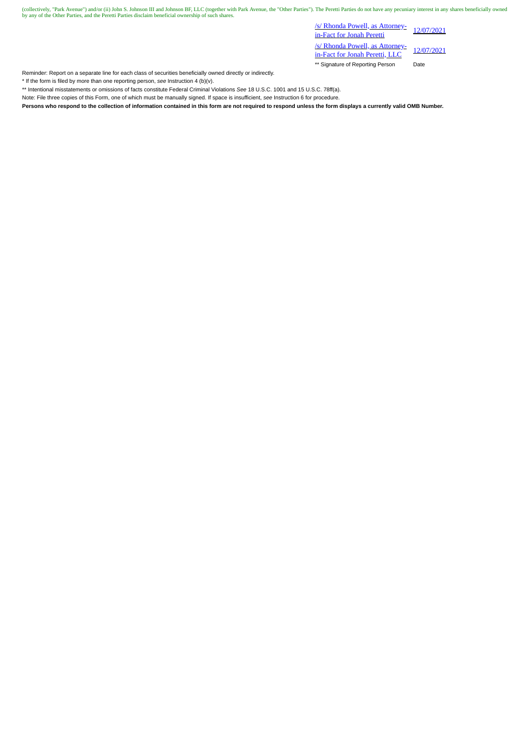(collectively, "Park Avenue") and/or (ii) John S. Johnson III and Johnson BF, LLC (together with Park Avenue, the "Other Parties"). The Peretti Parties do not have any pecuniary interest in any shares beneficially owned by any of the Other Parties, and the Peretti Parties disclaim beneficial ownership of such shares.

| | |
|---|---|
| /s/ Rhonda Powell, as Attorney-in-Fact for Jonah Peretti | 12/07/2021 |
| /s/ Rhonda Powell, as Attorney-in-Fact for Jonah Peretti, LLC | 12/07/2021 |
| ** Signature of Reporting Person | Date |

Reminder: Report on a separate line for each class of securities beneficially owned directly or indirectly.

* If the form is filed by more than one reporting person, *see* Instruction 4 (b)(v).

** Intentional misstatements or omissions of facts constitute Federal Criminal Violations *See* 18 U.S.C. 1001 and 15 U.S.C. 78ff(a).

Note: File three copies of this Form, one of which must be manually signed. If space is insufficient, *see* Instruction 6 for procedure.

**Persons who respond to the collection of information contained in this form are not required to respond unless the form displays a currently valid OMB Number.**